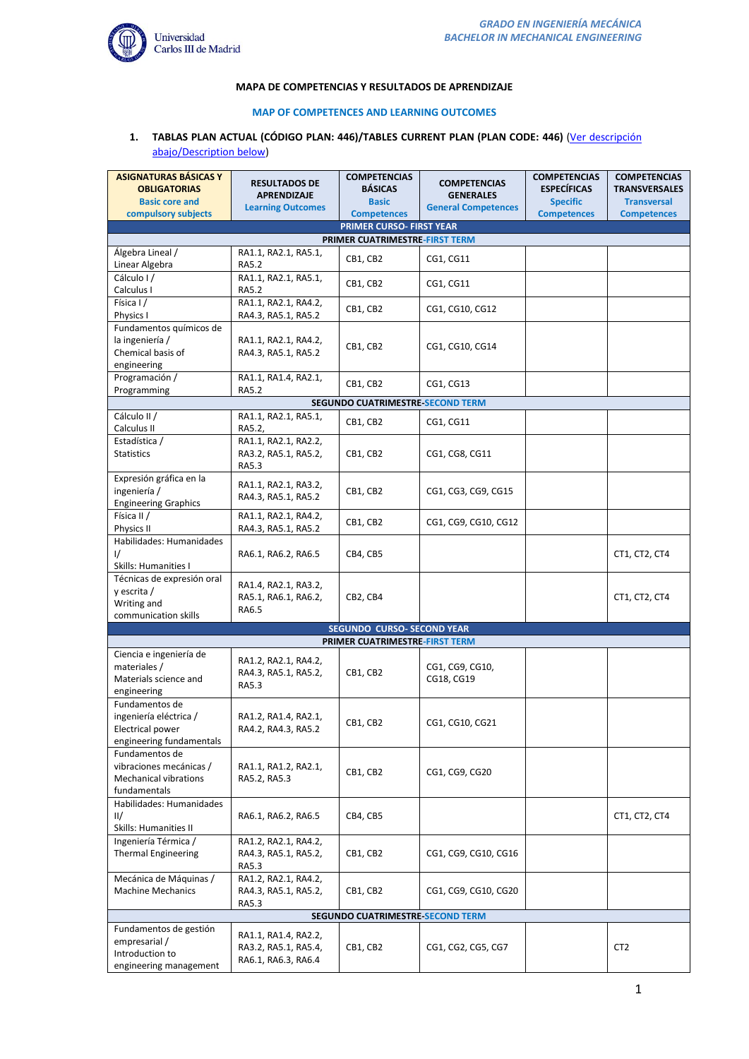GRADO EN INGENIERÍA MECÁNICA
BACHELOR IN MECHANICAL ENGINEERING

**MAPA DE COMPETENCIAS Y RESULTADOS DE APRENDIZAJE**

**MAP OF COMPETENCES AND LEARNING OUTCOMES**

1. **TABLAS PLAN ACTUAL (CÓDIGO PLAN: 446)/TABLES CURRENT PLAN (PLAN CODE: 446)** (Ver descripción abajo/Description below)

| ASIGNATURAS BÁSICAS Y OBLIGATORIAS Basic core and compulsory subjects | RESULTADOS DE APRENDIZAJE Learning Outcomes | COMPETENCIAS BÁSICAS Basic Competences | COMPETENCIAS GENERALES General Competences | COMPETENCIAS ESPECÍFICAS Specific Competences | COMPETENCIAS TRANSVERSALES Transversal Competences |
|---|---|---|---|---|---|
| **PRIMER CURSO- FIRST YEAR** | | | | | |
| **PRIMER CUATRIMESTRE-FIRST TERM** | | | | | |
| Álgebra Lineal / Linear Algebra | RA1.1, RA2.1, RA5.1, RA5.2 | CB1, CB2 | CG1, CG11 | | |
| Cálculo I / Calculus I | RA1.1, RA2.1, RA5.1, RA5.2 | CB1, CB2 | CG1, CG11 | | |
| Física I / Physics I | RA1.1, RA2.1, RA4.2, RA4.3, RA5.1, RA5.2 | CB1, CB2 | CG1, CG10, CG12 | | |
| Fundamentos químicos de la ingeniería / Chemical basis of engineering | RA1.1, RA2.1, RA4.2, RA4.3, RA5.1, RA5.2 | CB1, CB2 | CG1, CG10, CG14 | | |
| Programación / Programming | RA1.1, RA1.4, RA2.1, RA5.2 | CB1, CB2 | CG1, CG13 | | |
| **SEGUNDO CUATRIMESTRE-SECOND TERM** | | | | | |
| Cálculo II / Calculus II | RA1.1, RA2.1, RA5.1, RA5.2, | CB1, CB2 | CG1, CG11 | | |
| Estadística / Statistics | RA1.1, RA2.1, RA2.2, RA3.2, RA5.1, RA5.2, RA5.3 | CB1, CB2 | CG1, CG8, CG11 | | |
| Expresión gráfica en la ingeniería / Engineering Graphics | RA1.1, RA2.1, RA3.2, RA4.3, RA5.1, RA5.2 | CB1, CB2 | CG1, CG3, CG9, CG15 | | |
| Física II / Physics II | RA1.1, RA2.1, RA4.2, RA4.3, RA5.1, RA5.2 | CB1, CB2 | CG1, CG9, CG10, CG12 | | |
| Habilidades: Humanidades I/ Skills: Humanities I | RA6.1, RA6.2, RA6.5 | CB4, CB5 | | | CT1, CT2, CT4 |
| Técnicas de expresión oral y escrita / Writing and communication skills | RA1.4, RA2.1, RA3.2, RA5.1, RA6.1, RA6.2, RA6.5 | CB2, CB4 | | | CT1, CT2, CT4 |
| **SEGUNDO CURSO- SECOND YEAR** | | | | | |
| **PRIMER CUATRIMESTRE-FIRST TERM** | | | | | |
| Ciencia e ingeniería de materiales / Materials science and engineering | RA1.2, RA2.1, RA4.2, RA4.3, RA5.1, RA5.2, RA5.3 | CB1, CB2 | CG1, CG9, CG10, CG18, CG19 | | |
| Fundamentos de ingeniería eléctrica / Electrical power engineering fundamentals | RA1.2, RA1.4, RA2.1, RA4.2, RA4.3, RA5.2 | CB1, CB2 | CG1, CG10, CG21 | | |
| Fundamentos de vibraciones mecánicas / Mechanical vibrations fundamentals | RA1.1, RA1.2, RA2.1, RA5.2, RA5.3 | CB1, CB2 | CG1, CG9, CG20 | | |
| Habilidades: Humanidades II/ Skills: Humanities II | RA6.1, RA6.2, RA6.5 | CB4, CB5 | | | CT1, CT2, CT4 |
| Ingeniería Térmica / Thermal Engineering | RA1.2, RA2.1, RA4.2, RA4.3, RA5.1, RA5.2, RA5.3 | CB1, CB2 | CG1, CG9, CG10, CG16 | | |
| Mecánica de Máquinas / Machine Mechanics | RA1.2, RA2.1, RA4.2, RA4.3, RA5.1, RA5.2, RA5.3 | CB1, CB2 | CG1, CG9, CG10, CG20 | | |
| **SEGUNDO CUATRIMESTRE-SECOND TERM** | | | | | |
| Fundamentos de gestión empresarial / Introduction to engineering management | RA1.1, RA1.4, RA2.2, RA3.2, RA5.1, RA5.4, RA6.1, RA6.3, RA6.4 | CB1, CB2 | CG1, CG2, CG5, CG7 | | CT2 |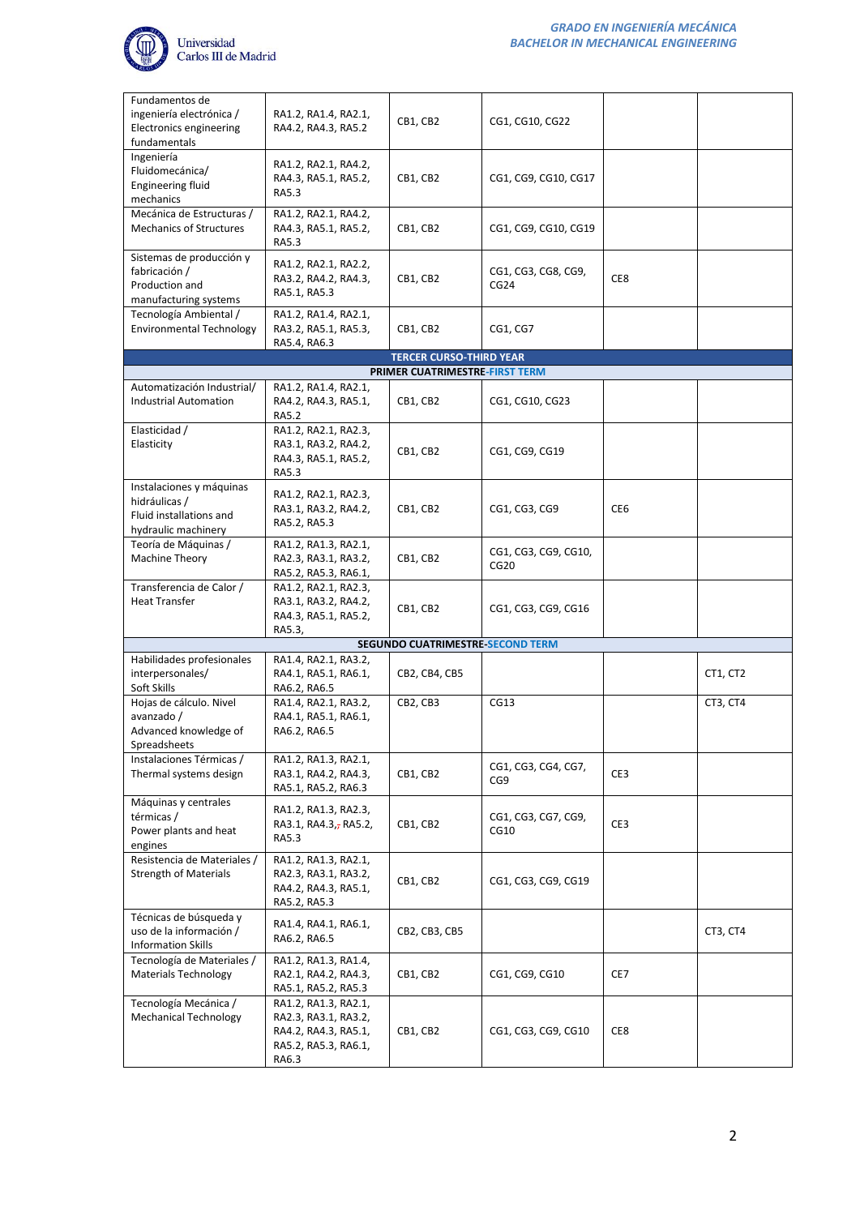| | | | | | |
|---|---|---|---|---|---|
| Fundamentos de ingeniería electrónica / Electronics engineering fundamentals | RA1.2, RA1.4, RA2.1, RA4.2, RA4.3, RA5.2 | CB1, CB2 | CG1, CG10, CG22 | | |
| Ingeniería Fluidomecánica/ Engineering fluid mechanics | RA1.2, RA2.1, RA4.2, RA4.3, RA5.1, RA5.2, RA5.3 | CB1, CB2 | CG1, CG9, CG10, CG17 | | |
| Mecánica de Estructuras / Mechanics of Structures | RA1.2, RA2.1, RA4.2, RA4.3, RA5.1, RA5.2, RA5.3 | CB1, CB2 | CG1, CG9, CG10, CG19 | | |
| Sistemas de producción y fabricación / Production and manufacturing systems | RA1.2, RA2.1, RA2.2, RA3.2, RA4.2, RA4.3, RA5.1, RA5.3 | CB1, CB2 | CG1, CG3, CG8, CG9, CG24 | CE8 | |
| Tecnología Ambiental / Environmental Technology | RA1.2, RA1.4, RA2.1, RA3.2, RA5.1, RA5.3, RA5.4, RA6.3 | CB1, CB2 | CG1, CG7 | | |
| **TERCER CURSO-THIRD YEAR** | | | | | |
| **PRIMER CUATRIMESTRE-FIRST TERM** | | | | | |
| Automatización Industrial/ Industrial Automation | RA1.2, RA1.4, RA2.1, RA4.2, RA4.3, RA5.1, RA5.2 | CB1, CB2 | CG1, CG10, CG23 | | |
| Elasticidad / Elasticity | RA1.2, RA2.1, RA2.3, RA3.1, RA3.2, RA4.2, RA4.3, RA5.1, RA5.2, RA5.3 | CB1, CB2 | CG1, CG9, CG19 | | |
| Instalaciones y máquinas hidráulicas / Fluid installations and hydraulic machinery | RA1.2, RA2.1, RA2.3, RA3.1, RA3.2, RA4.2, RA5.2, RA5.3 | CB1, CB2 | CG1, CG3, CG9 | CE6 | |
| Teoría de Máquinas / Machine Theory | RA1.2, RA1.3, RA2.1, RA2.3, RA3.1, RA3.2, RA5.2, RA5.3, RA6.1, | CB1, CB2 | CG1, CG3, CG9, CG10, CG20 | | |
| Transferencia de Calor / Heat Transfer | RA1.2, RA2.1, RA2.3, RA3.1, RA3.2, RA4.2, RA4.3, RA5.1, RA5.2, RA5.3, | CB1, CB2 | CG1, CG3, CG9, CG16 | | |
| **SEGUNDO CUATRIMESTRE-SECOND TERM** | | | | | |
| Habilidades profesionales interpersonales/ Soft Skills | RA1.4, RA2.1, RA3.2, RA4.1, RA5.1, RA6.1, RA6.2, RA6.5 | CB2, CB4, CB5 | | | CT1, CT2 |
| Hojas de cálculo. Nivel avanzado / Advanced knowledge of Spreadsheets | RA1.4, RA2.1, RA3.2, RA4.1, RA5.1, RA6.1, RA6.2, RA6.5 | CB2, CB3 | CG13 | | CT3, CT4 |
| Instalaciones Térmicas / Thermal systems design | RA1.2, RA1.3, RA2.1, RA3.1, RA4.2, RA4.3, RA5.1, RA5.2, RA6.3 | CB1, CB2 | CG1, CG3, CG4, CG7, CG9 | CE3 | |
| Máquinas y centrales térmicas / Power plants and heat engines | RA1.2, RA1.3, RA2.3, RA3.1, RA4.3,; RA5.2, RA5.3 | CB1, CB2 | CG1, CG3, CG7, CG9, CG10 | CE3 | |
| Resistencia de Materiales / Strength of Materials | RA1.2, RA1.3, RA2.1, RA2.3, RA3.1, RA3.2, RA4.2, RA4.3, RA5.1, RA5.2, RA5.3 | CB1, CB2 | CG1, CG3, CG9, CG19 | | |
| Técnicas de búsqueda y uso de la información / Information Skills | RA1.4, RA4.1, RA6.1, RA6.2, RA6.5 | CB2, CB3, CB5 | | | CT3, CT4 |
| Tecnología de Materiales / Materials Technology | RA1.2, RA1.3, RA1.4, RA2.1, RA4.2, RA4.3, RA5.1, RA5.2, RA5.3 | CB1, CB2 | CG1, CG9, CG10 | CE7 | |
| Tecnología Mecánica / Mechanical Technology | RA1.2, RA1.3, RA2.1, RA2.3, RA3.1, RA3.2, RA4.2, RA4.3, RA5.1, RA5.2, RA5.3, RA6.1, RA6.3 | CB1, CB2 | CG1, CG3, CG9, CG10 | CE8 | |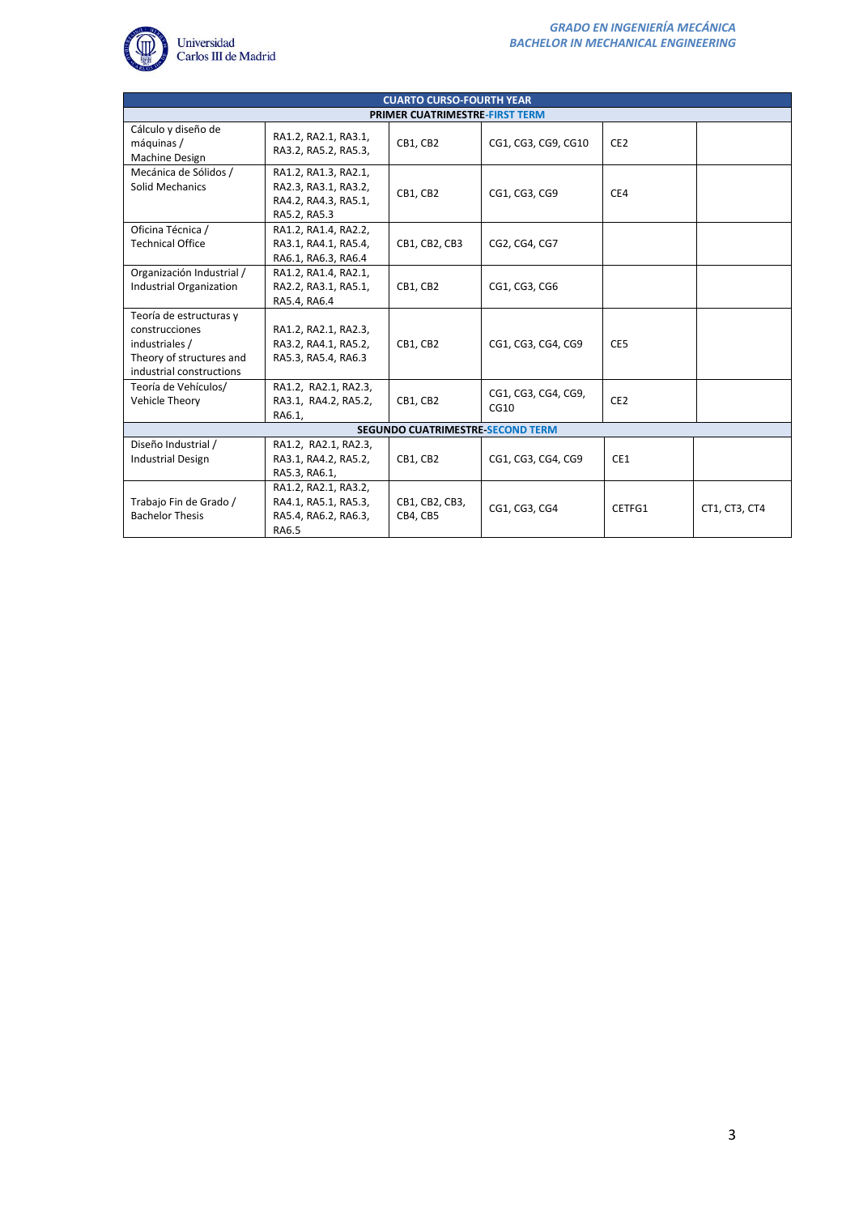| CUARTO CURSO-FOURTH YEAR | | | | | |
|---|---|---|---|---|---|
| **PRIMER CUATRIMESTRE-FIRST TERM** | | | | | |
| Cálculo y diseño de máquinas / Machine Design | RA1.2, RA2.1, RA3.1, RA3.2, RA5.2, RA5.3, | CB1, CB2 | CG1, CG3, CG9, CG10 | CE2 | |
| Mecánica de Sólidos / Solid Mechanics | RA1.2, RA1.3, RA2.1, RA2.3, RA3.1, RA3.2, RA4.2, RA4.3, RA5.1, RA5.2, RA5.3 | CB1, CB2 | CG1, CG3, CG9 | CE4 | |
| Oficina Técnica / Technical Office | RA1.2, RA1.4, RA2.2, RA3.1, RA4.1, RA5.4, RA6.1, RA6.3, RA6.4 | CB1, CB2, CB3 | CG2, CG4, CG7 | | |
| Organización Industrial / Industrial Organization | RA1.2, RA1.4, RA2.1, RA2.2, RA3.1, RA5.1, RA5.4, RA6.4 | CB1, CB2 | CG1, CG3, CG6 | | |
| Teoría de estructuras y construcciones industriales / Theory of structures and industrial constructions | RA1.2, RA2.1, RA2.3, RA3.2, RA4.1, RA5.2, RA5.3, RA5.4, RA6.3 | CB1, CB2 | CG1, CG3, CG4, CG9 | CE5 | |
| Teoría de Vehículos/ Vehicle Theory | RA1.2, RA2.1, RA2.3, RA3.1, RA4.2, RA5.2, RA6.1, | CB1, CB2 | CG1, CG3, CG4, CG9, CG10 | CE2 | |
| **SEGUNDO CUATRIMESTRE-SECOND TERM** | | | | | |
| Diseño Industrial / Industrial Design | RA1.2, RA2.1, RA2.3, RA3.1, RA4.2, RA5.2, RA5.3, RA6.1, | CB1, CB2 | CG1, CG3, CG4, CG9 | CE1 | |
| Trabajo Fin de Grado / Bachelor Thesis | RA1.2, RA2.1, RA3.2, RA4.1, RA5.1, RA5.3, RA5.4, RA6.2, RA6.3, RA6.5 | CB1, CB2, CB3, CB4, CB5 | CG1, CG3, CG4 | CETFG1 | CT1, CT3, CT4 |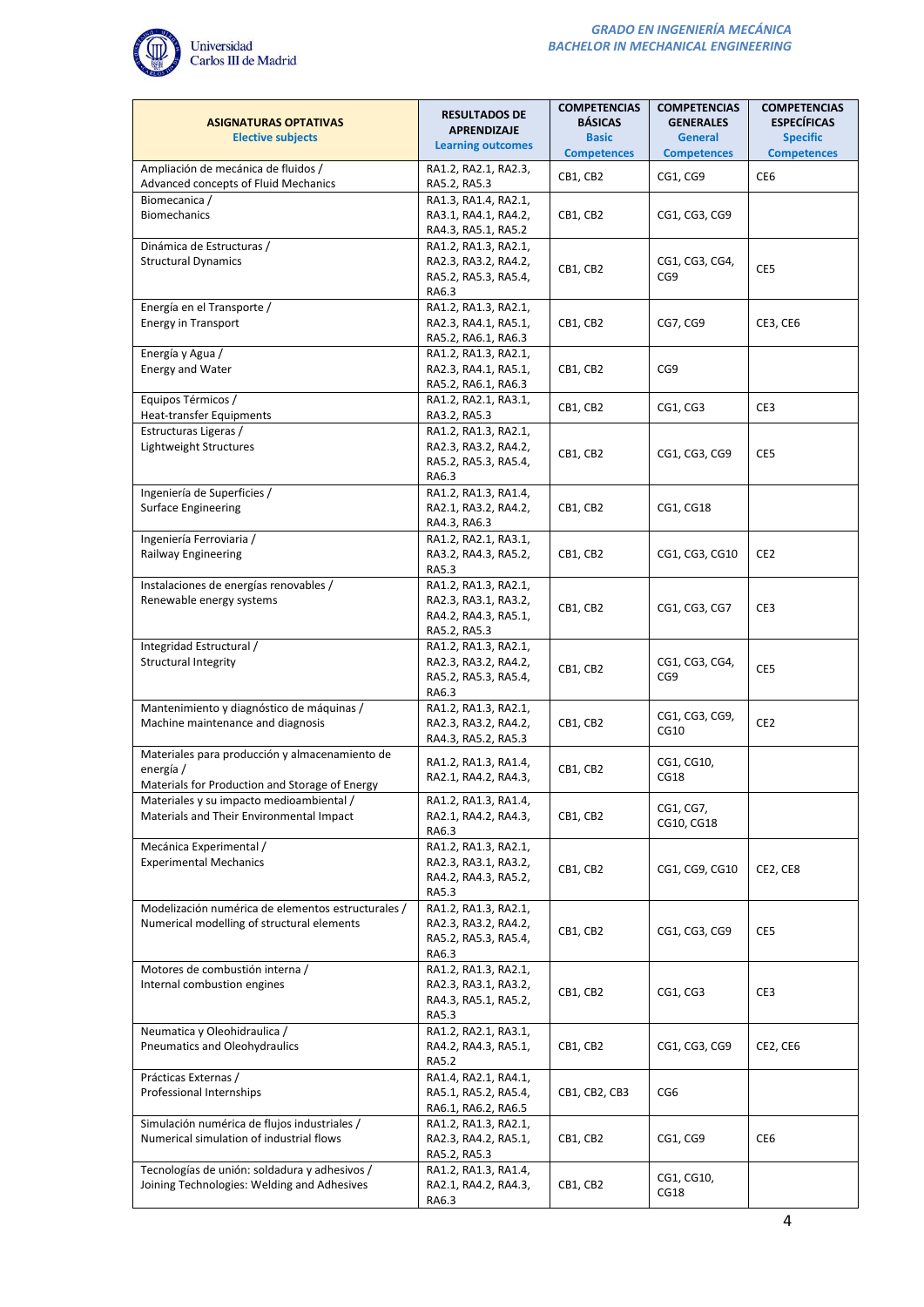| **ASIGNATURAS OPTATIVAS** Elective subjects | **RESULTADOS DE APRENDIZAJE** Learning outcomes | **COMPETENCIAS BÁSICAS** Basic Competences | **COMPETENCIAS GENERALES** General Competences | **COMPETENCIAS ESPECÍFICAS** Specific Competences |
|---|---|---|---|---|
| Ampliación de mecánica de fluidos / Advanced concepts of Fluid Mechanics | RA1.2, RA2.1, RA2.3, RA5.2, RA5.3 | CB1, CB2 | CG1, CG9 | CE6 |
| Biomecanica / Biomechanics | RA1.3, RA1.4, RA2.1, RA3.1, RA4.1, RA4.2, RA4.3, RA5.1, RA5.2 | CB1, CB2 | CG1, CG3, CG9 | |
| Dinámica de Estructuras / Structural Dynamics | RA1.2, RA1.3, RA2.1, RA2.3, RA3.2, RA4.2, RA5.2, RA5.3, RA5.4, RA6.3 | CB1, CB2 | CG1, CG3, CG4, CG9 | CE5 |
| Energía en el Transporte / Energy in Transport | RA1.2, RA1.3, RA2.1, RA2.3, RA4.1, RA5.1, RA5.2, RA6.1, RA6.3 | CB1, CB2 | CG7, CG9 | CE3, CE6 |
| Energía y Agua / Energy and Water | RA1.2, RA1.3, RA2.1, RA2.3, RA4.1, RA5.1, RA5.2, RA6.1, RA6.3 | CB1, CB2 | CG9 | |
| Equipos Térmicos / Heat-transfer Equipments | RA1.2, RA2.1, RA3.1, RA3.2, RA5.3 | CB1, CB2 | CG1, CG3 | CE3 |
| Estructuras Ligeras / Lightweight Structures | RA1.2, RA1.3, RA2.1, RA2.3, RA3.2, RA4.2, RA5.2, RA5.3, RA5.4, RA6.3 | CB1, CB2 | CG1, CG3, CG9 | CE5 |
| Ingeniería de Superficies / Surface Engineering | RA1.2, RA1.3, RA1.4, RA2.1, RA3.2, RA4.2, RA4.3, RA6.3 | CB1, CB2 | CG1, CG18 | |
| Ingeniería Ferroviaria / Railway Engineering | RA1.2, RA2.1, RA3.1, RA3.2, RA4.3, RA5.2, RA5.3 | CB1, CB2 | CG1, CG3, CG10 | CE2 |
| Instalaciones de energías renovables / Renewable energy systems | RA1.2, RA1.3, RA2.1, RA2.3, RA3.1, RA3.2, RA4.2, RA4.3, RA5.1, RA5.2, RA5.3 | CB1, CB2 | CG1, CG3, CG7 | CE3 |
| Integridad Estructural / Structural Integrity | RA1.2, RA1.3, RA2.1, RA2.3, RA3.2, RA4.2, RA5.2, RA5.3, RA5.4, RA6.3 | CB1, CB2 | CG1, CG3, CG4, CG9 | CE5 |
| Mantenimiento y diagnóstico de máquinas / Machine maintenance and diagnosis | RA1.2, RA1.3, RA2.1, RA2.3, RA3.2, RA4.2, RA4.3, RA5.2, RA5.3 | CB1, CB2 | CG1, CG3, CG9, CG10 | CE2 |
| Materiales para producción y almacenamiento de energía / Materials for Production and Storage of Energy | RA1.2, RA1.3, RA1.4, RA2.1, RA4.2, RA4.3, | CB1, CB2 | CG1, CG10, CG18 | |
| Materiales y su impacto medioambiental / Materials and Their Environmental Impact | RA1.2, RA1.3, RA1.4, RA2.1, RA4.2, RA4.3, RA6.3 | CB1, CB2 | CG1, CG7, CG10, CG18 | |
| Mecánica Experimental / Experimental Mechanics | RA1.2, RA1.3, RA2.1, RA2.3, RA3.1, RA3.2, RA4.2, RA4.3, RA5.2, RA5.3 | CB1, CB2 | CG1, CG9, CG10 | CE2, CE8 |
| Modelización numérica de elementos estructurales / Numerical modelling of structural elements | RA1.2, RA1.3, RA2.1, RA2.3, RA3.2, RA4.2, RA5.2, RA5.3, RA5.4, RA6.3 | CB1, CB2 | CG1, CG3, CG9 | CE5 |
| Motores de combustión interna / Internal combustion engines | RA1.2, RA1.3, RA2.1, RA2.3, RA3.1, RA3.2, RA4.3, RA5.1, RA5.2, RA5.3 | CB1, CB2 | CG1, CG3 | CE3 |
| Neumatica y Oleohidraulica / Pneumatics and Oleohydraulics | RA1.2, RA2.1, RA3.1, RA4.2, RA4.3, RA5.1, RA5.2 | CB1, CB2 | CG1, CG3, CG9 | CE2, CE6 |
| Prácticas Externas / Professional Internships | RA1.4, RA2.1, RA4.1, RA5.1, RA5.2, RA5.4, RA6.1, RA6.2, RA6.5 | CB1, CB2, CB3 | CG6 | |
| Simulación numérica de flujos industriales / Numerical simulation of industrial flows | RA1.2, RA1.3, RA2.1, RA2.3, RA4.2, RA5.1, RA5.2, RA5.3 | CB1, CB2 | CG1, CG9 | CE6 |
| Tecnologías de unión: soldadura y adhesivos / Joining Technologies: Welding and Adhesives | RA1.2, RA1.3, RA1.4, RA2.1, RA4.2, RA4.3, RA6.3 | CB1, CB2 | CG1, CG10, CG18 | |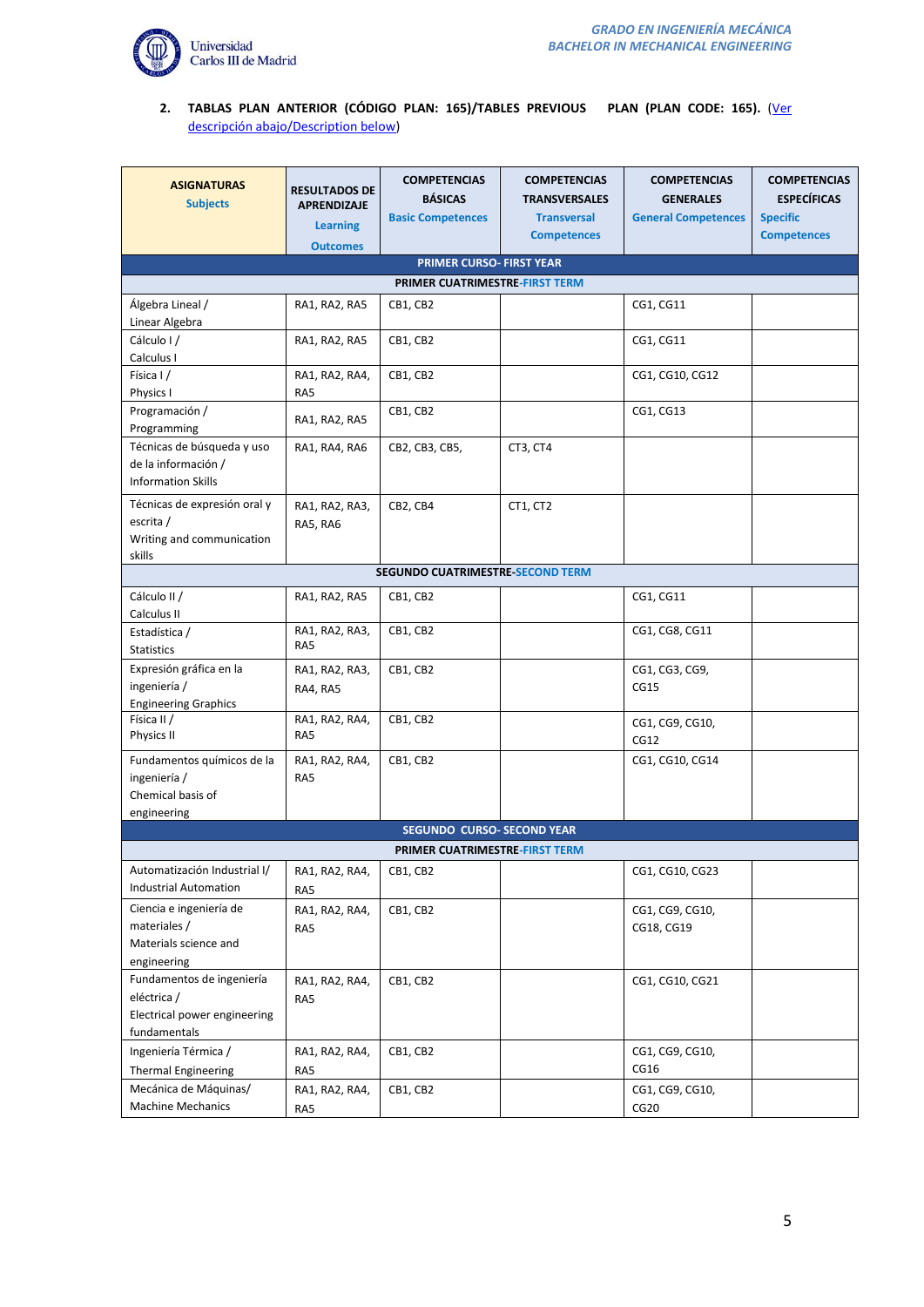## 2. TABLAS PLAN ANTERIOR (CÓDIGO PLAN: 165)/TABLES PREVIOUS PLAN (PLAN CODE: 165). (Ver descripción abajo/Description below)

| ASIGNATURAS Subjects | RESULTADOS DE APRENDIZAJE Learning Outcomes | COMPETENCIAS BÁSICAS Basic Competences | COMPETENCIAS TRANSVERSALES Transversal Competences | COMPETENCIAS GENERALES General Competences | COMPETENCIAS ESPECÍFICAS Specific Competences |
|---|---|---|---|---|---|
| **PRIMER CURSO- FIRST YEAR** | | | | | |
| **PRIMER CUATRIMESTRE-FIRST TERM** | | | | | |
| Álgebra Lineal / Linear Algebra | RA1, RA2, RA5 | CB1, CB2 | | CG1, CG11 | |
| Cálculo I / Calculus I | RA1, RA2, RA5 | CB1, CB2 | | CG1, CG11 | |
| Física I / Physics I | RA1, RA2, RA4, RA5 | CB1, CB2 | | CG1, CG10, CG12 | |
| Programación / Programming | RA1, RA2, RA5 | CB1, CB2 | | CG1, CG13 | |
| Técnicas de búsqueda y uso de la información / Information Skills | RA1, RA4, RA6 | CB2, CB3, CB5, | CT3, CT4 | | |
| Técnicas de expresión oral y escrita / Writing and communication skills | RA1, RA2, RA3, RA5, RA6 | CB2, CB4 | CT1, CT2 | | |
| **SEGUNDO CUATRIMESTRE-SECOND TERM** | | | | | |
| Cálculo II / Calculus II | RA1, RA2, RA5 | CB1, CB2 | | CG1, CG11 | |
| Estadística / Statistics | RA1, RA2, RA3, RA5 | CB1, CB2 | | CG1, CG8, CG11 | |
| Expresión gráfica en la ingeniería / Engineering Graphics | RA1, RA2, RA3, RA4, RA5 | CB1, CB2 | | CG1, CG3, CG9, CG15 | |
| Física II / Physics II | RA1, RA2, RA4, RA5 | CB1, CB2 | | CG1, CG9, CG10, CG12 | |
| Fundamentos químicos de la ingeniería / Chemical basis of engineering | RA1, RA2, RA4, RA5 | CB1, CB2 | | CG1, CG10, CG14 | |
| **SEGUNDO CURSO- SECOND YEAR** | | | | | |
| **PRIMER CUATRIMESTRE-FIRST TERM** | | | | | |
| Automatización Industrial I/ Industrial Automation | RA1, RA2, RA4, RA5 | CB1, CB2 | | CG1, CG10, CG23 | |
| Ciencia e ingeniería de materiales / Materials science and engineering | RA1, RA2, RA4, RA5 | CB1, CB2 | | CG1, CG9, CG10, CG18, CG19 | |
| Fundamentos de ingeniería eléctrica / Electrical power engineering fundamentals | RA1, RA2, RA4, RA5 | CB1, CB2 | | CG1, CG10, CG21 | |
| Ingeniería Térmica / Thermal Engineering | RA1, RA2, RA4, RA5 | CB1, CB2 | | CG1, CG9, CG10, CG16 | |
| Mecánica de Máquinas/ Machine Mechanics | RA1, RA2, RA4, RA5 | CB1, CB2 | | CG1, CG9, CG10, CG20 | |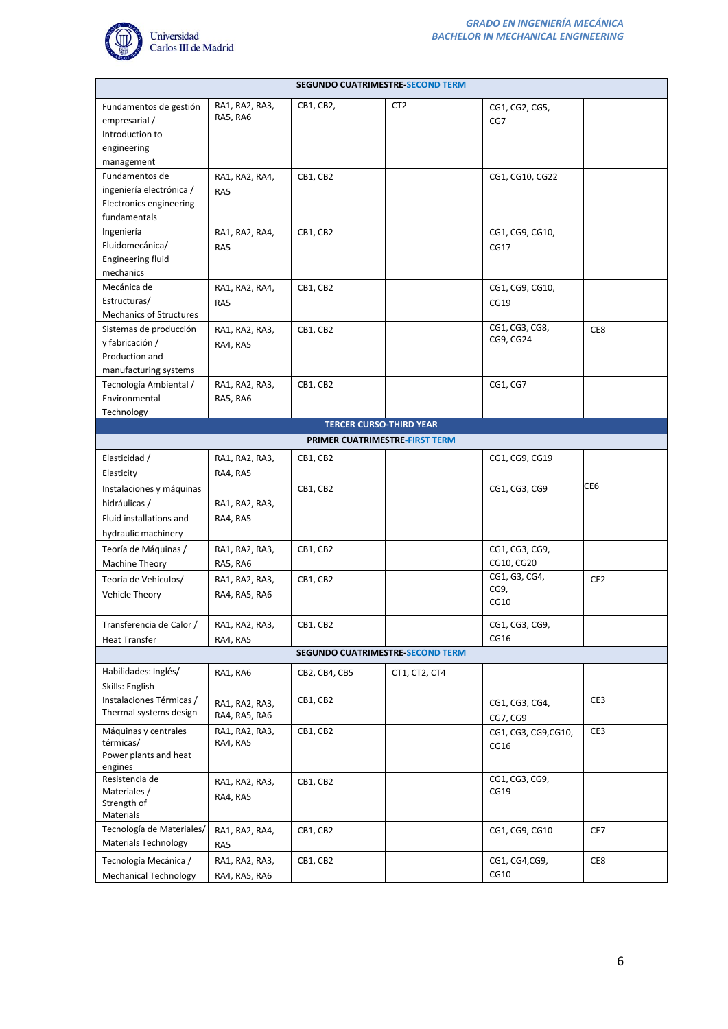| SEGUNDO CUATRIMESTRE-SECOND TERM | | | | | |
|---|---|---|---|---|---|
| Fundamentos de gestión empresarial / Introduction to engineering management | RA1, RA2, RA3, RA5, RA6 | CB1, CB2, | CT2 | CG1, CG2, CG5, CG7 | |
| Fundamentos de ingeniería electrónica / Electronics engineering fundamentals | RA1, RA2, RA4, RA5 | CB1, CB2 | | CG1, CG10, CG22 | |
| Ingeniería Fluidomecánica/ Engineering fluid mechanics | RA1, RA2, RA4, RA5 | CB1, CB2 | | CG1, CG9, CG10, CG17 | |
| Mecánica de Estructuras/ Mechanics of Structures | RA1, RA2, RA4, RA5 | CB1, CB2 | | CG1, CG9, CG10, CG19 | |
| Sistemas de producción y fabricación / Production and manufacturing systems | RA1, RA2, RA3, RA4, RA5 | CB1, CB2 | | CG1, CG3, CG8, CG9, CG24 | CE8 |
| Tecnología Ambiental / Environmental Technology | RA1, RA2, RA3, RA5, RA6 | CB1, CB2 | | CG1, CG7 | |
| **TERCER CURSO-THIRD YEAR** | | | | | |
| **PRIMER CUATRIMESTRE-FIRST TERM** | | | | | |
| Elasticidad / Elasticity | RA1, RA2, RA3, RA4, RA5 | CB1, CB2 | | CG1, CG9, CG19 | |
| Instalaciones y máquinas hidráulicas / Fluid installations and hydraulic machinery | RA1, RA2, RA3, RA4, RA5 | CB1, CB2 | | CG1, CG3, CG9 | CE6 |
| Teoría de Máquinas / Machine Theory | RA1, RA2, RA3, RA5, RA6 | CB1, CB2 | | CG1, CG3, CG9, CG10, CG20 | |
| Teoría de Vehículos/ Vehicle Theory | RA1, RA2, RA3, RA4, RA5, RA6 | CB1, CB2 | | CG1, G3, CG4, CG9, CG10 | CE2 |
| Transferencia de Calor / Heat Transfer | RA1, RA2, RA3, RA4, RA5 | CB1, CB2 | | CG1, CG3, CG9, CG16 | |
| **SEGUNDO CUATRIMESTRE-SECOND TERM** | | | | | |
| Habilidades: Inglés/ Skills: English | RA1, RA6 | CB2, CB4, CB5 | CT1, CT2, CT4 | | |
| Instalaciones Térmicas / Thermal systems design | RA1, RA2, RA3, RA4, RA5, RA6 | CB1, CB2 | | CG1, CG3, CG4, CG7, CG9 | CE3 |
| Máquinas y centrales térmicas/ Power plants and heat engines | RA1, RA2, RA3, RA4, RA5 | CB1, CB2 | | CG1, CG3, CG9,CG10, CG16 | CE3 |
| Resistencia de Materiales / Strength of Materials | RA1, RA2, RA3, RA4, RA5 | CB1, CB2 | | CG1, CG3, CG9, CG19 | |
| Tecnología de Materiales/ Materials Technology | RA1, RA2, RA4, RA5 | CB1, CB2 | | CG1, CG9, CG10 | CE7 |
| Tecnología Mecánica / Mechanical Technology | RA1, RA2, RA3, RA4, RA5, RA6 | CB1, CB2 | | CG1, CG4,CG9, CG10 | CE8 |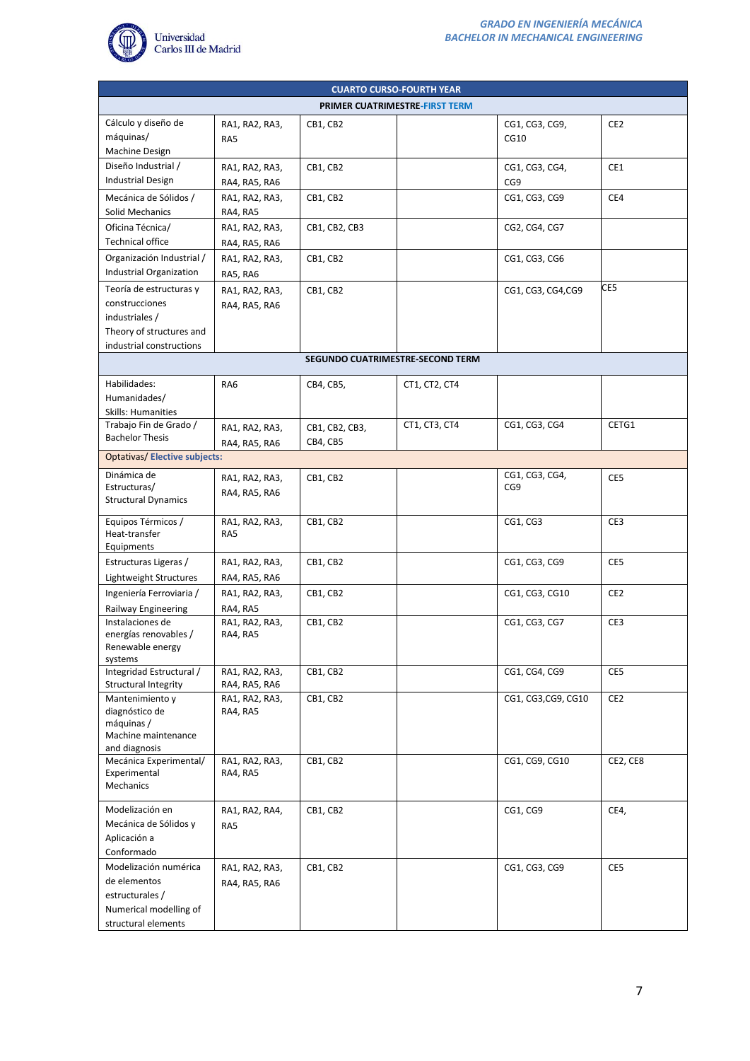| CUARTO CURSO-FOURTH YEAR | | | | | |
|---|---|---|---|---|---|
| PRIMER CUATRIMESTRE-FIRST TERM | | | | | |
| Cálculo y diseño de máquinas/ Machine Design | RA1, RA2, RA3, RA5 | CB1, CB2 | | CG1, CG3, CG9, CG10 | CE2 |
| Diseño Industrial / Industrial Design | RA1, RA2, RA3, RA4, RA5, RA6 | CB1, CB2 | | CG1, CG3, CG4, CG9 | CE1 |
| Mecánica de Sólidos / Solid Mechanics | RA1, RA2, RA3, RA4, RA5 | CB1, CB2 | | CG1, CG3, CG9 | CE4 |
| Oficina Técnica/ Technical office | RA1, RA2, RA3, RA4, RA5, RA6 | CB1, CB2, CB3 | | CG2, CG4, CG7 | |
| Organización Industrial / Industrial Organization | RA1, RA2, RA3, RA5, RA6 | CB1, CB2 | | CG1, CG3, CG6 | |
| Teoría de estructuras y construcciones industriales / Theory of structures and industrial constructions | RA1, RA2, RA3, RA4, RA5, RA6 | CB1, CB2 | | CG1, CG3, CG4,CG9 | CE5 |
| SEGUNDO CUATRIMESTRE-SECOND TERM | | | | | |
| Habilidades: Humanidades/ Skills: Humanities | RA6 | CB4, CB5, | CT1, CT2, CT4 | | |
| Trabajo Fin de Grado / Bachelor Thesis | RA1, RA2, RA3, RA4, RA5, RA6 | CB1, CB2, CB3, CB4, CB5 | CT1, CT3, CT4 | CG1, CG3, CG4 | CETG1 |
| Optativas/ Elective subjects: | | | | | |
| Dinámica de Estructuras/ Structural Dynamics | RA1, RA2, RA3, RA4, RA5, RA6 | CB1, CB2 | | CG1, CG3, CG4, CG9 | CE5 |
| Equipos Térmicos / Heat-transfer Equipments | RA1, RA2, RA3, RA5 | CB1, CB2 | | CG1, CG3 | CE3 |
| Estructuras Ligeras / Lightweight Structures | RA1, RA2, RA3, RA4, RA5, RA6 | CB1, CB2 | | CG1, CG3, CG9 | CE5 |
| Ingeniería Ferroviaria / Railway Engineering | RA1, RA2, RA3, RA4, RA5 | CB1, CB2 | | CG1, CG3, CG10 | CE2 |
| Instalaciones de energías renovables / Renewable energy systems | RA1, RA2, RA3, RA4, RA5 | CB1, CB2 | | CG1, CG3, CG7 | CE3 |
| Integridad Estructural / Structural Integrity | RA1, RA2, RA3, RA4, RA5, RA6 | CB1, CB2 | | CG1, CG4, CG9 | CE5 |
| Mantenimiento y diagnóstico de máquinas / Machine maintenance and diagnosis | RA1, RA2, RA3, RA4, RA5 | CB1, CB2 | | CG1, CG3,CG9, CG10 | CE2 |
| Mecánica Experimental/ Experimental Mechanics | RA1, RA2, RA3, RA4, RA5 | CB1, CB2 | | CG1, CG9, CG10 | CE2, CE8 |
| Modelización en Mecánica de Sólidos y Aplicación a Conformado | RA1, RA2, RA4, RA5 | CB1, CB2 | | CG1, CG9 | CE4, |
| Modelización numérica de elementos estructurales / Numerical modelling of structural elements | RA1, RA2, RA3, RA4, RA5, RA6 | CB1, CB2 | | CG1, CG3, CG9 | CE5 |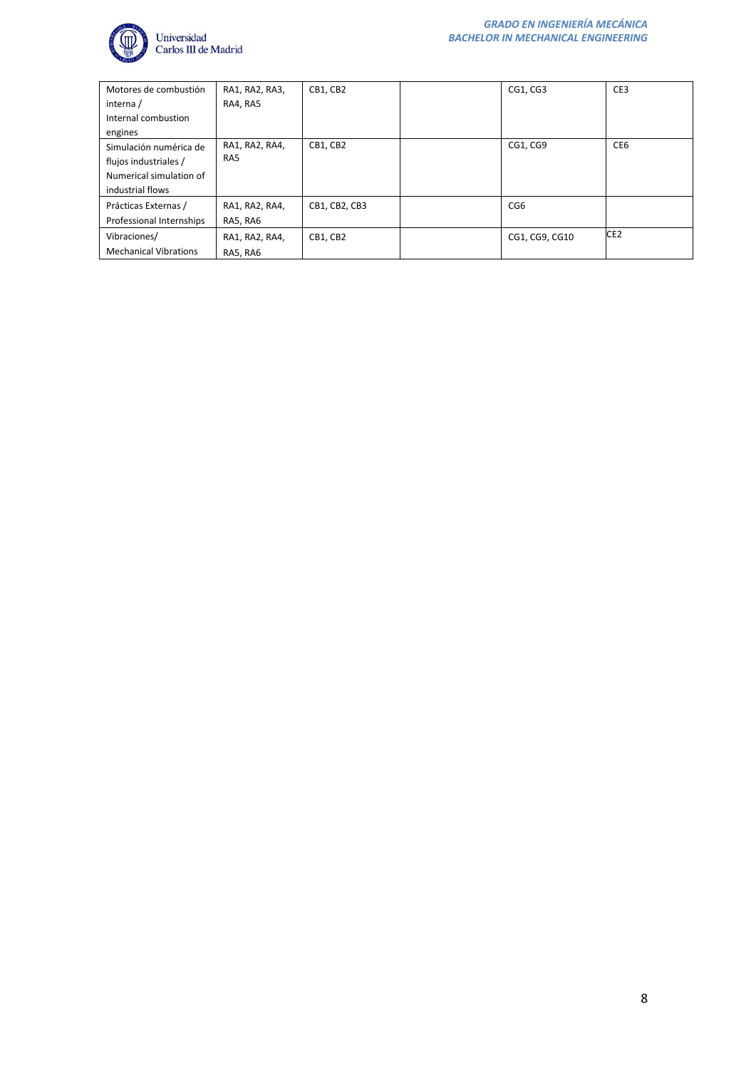| Motores de combustión interna / Internal combustion engines | RA1, RA2, RA3, RA4, RA5 | CB1, CB2 | | CG1, CG3 | CE3 |
|---|---|---|---|---|---|
| Simulación numérica de flujos industriales / Numerical simulation of industrial flows | RA1, RA2, RA4, RA5 | CB1, CB2 | | CG1, CG9 | CE6 |
| Prácticas Externas / Professional Internships | RA1, RA2, RA4, RA5, RA6 | CB1, CB2, CB3 | | CG6 | |
| Vibraciones/ Mechanical Vibrations | RA1, RA2, RA4, RA5, RA6 | CB1, CB2 | | CG1, CG9, CG10 | CE2 |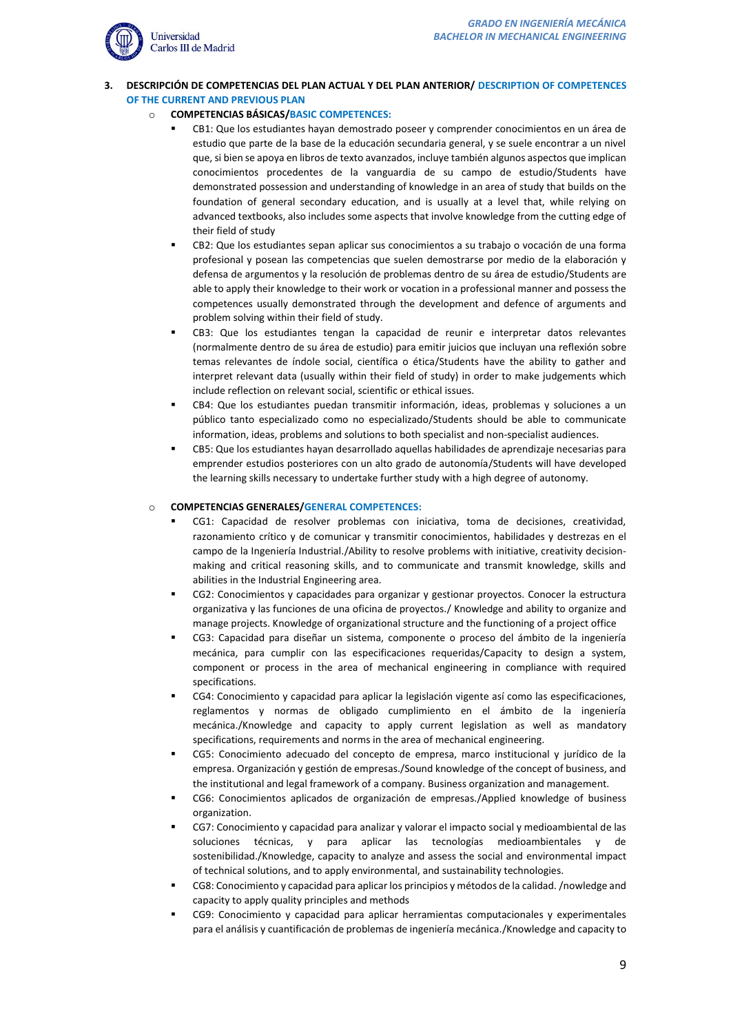3. **DESCRIPCIÓN DE COMPETENCIAS DEL PLAN ACTUAL Y DEL PLAN ANTERIOR/ DESCRIPTION OF COMPETENCES OF THE CURRENT AND PREVIOUS PLAN**

- **COMPETENCIAS BÁSICAS/BASIC COMPETENCES:**
  - CB1: Que los estudiantes hayan demostrado poseer y comprender conocimientos en un área de estudio que parte de la base de la educación secundaria general, y se suele encontrar a un nivel que, si bien se apoya en libros de texto avanzados, incluye también algunos aspectos que implican conocimientos procedentes de la vanguardia de su campo de estudio/Students have demonstrated possession and understanding of knowledge in an area of study that builds on the foundation of general secondary education, and is usually at a level that, while relying on advanced textbooks, also includes some aspects that involve knowledge from the cutting edge of their field of study
  - CB2: Que los estudiantes sepan aplicar sus conocimientos a su trabajo o vocación de una forma profesional y posean las competencias que suelen demostrarse por medio de la elaboración y defensa de argumentos y la resolución de problemas dentro de su área de estudio/Students are able to apply their knowledge to their work or vocation in a professional manner and possess the competences usually demonstrated through the development and defence of arguments and problem solving within their field of study.
  - CB3: Que los estudiantes tengan la capacidad de reunir e interpretar datos relevantes (normalmente dentro de su área de estudio) para emitir juicios que incluyan una reflexión sobre temas relevantes de índole social, científica o ética/Students have the ability to gather and interpret relevant data (usually within their field of study) in order to make judgements which include reflection on relevant social, scientific or ethical issues.
  - CB4: Que los estudiantes puedan transmitir información, ideas, problemas y soluciones a un público tanto especializado como no especializado/Students should be able to communicate information, ideas, problems and solutions to both specialist and non-specialist audiences.
  - CB5: Que los estudiantes hayan desarrollado aquellas habilidades de aprendizaje necesarias para emprender estudios posteriores con un alto grado de autonomía/Students will have developed the learning skills necessary to undertake further study with a high degree of autonomy.

- **COMPETENCIAS GENERALES/GENERAL COMPETENCES:**
  - CG1: Capacidad de resolver problemas con iniciativa, toma de decisiones, creatividad, razonamiento crítico y de comunicar y transmitir conocimientos, habilidades y destrezas en el campo de la Ingeniería Industrial./Ability to resolve problems with initiative, creativity decision-making and critical reasoning skills, and to communicate and transmit knowledge, skills and abilities in the Industrial Engineering area.
  - CG2: Conocimientos y capacidades para organizar y gestionar proyectos. Conocer la estructura organizativa y las funciones de una oficina de proyectos./ Knowledge and ability to organize and manage projects. Knowledge of organizational structure and the functioning of a project office
  - CG3: Capacidad para diseñar un sistema, componente o proceso del ámbito de la ingeniería mecánica, para cumplir con las especificaciones requeridas/Capacity to design a system, component or process in the area of mechanical engineering in compliance with required specifications.
  - CG4: Conocimiento y capacidad para aplicar la legislación vigente así como las especificaciones, reglamentos y normas de obligado cumplimiento en el ámbito de la ingeniería mecánica./Knowledge and capacity to apply current legislation as well as mandatory specifications, requirements and norms in the area of mechanical engineering.
  - CG5: Conocimiento adecuado del concepto de empresa, marco institucional y jurídico de la empresa. Organización y gestión de empresas./Sound knowledge of the concept of business, and the institutional and legal framework of a company. Business organization and management.
  - CG6: Conocimientos aplicados de organización de empresas./Applied knowledge of business organization.
  - CG7: Conocimiento y capacidad para analizar y valorar el impacto social y medioambiental de las soluciones técnicas, y para aplicar las tecnologías medioambientales y de sostenibilidad./Knowledge, capacity to analyze and assess the social and environmental impact of technical solutions, and to apply environmental, and sustainability technologies.
  - CG8: Conocimiento y capacidad para aplicar los principios y métodos de la calidad. /nowledge and capacity to apply quality principles and methods
  - CG9: Conocimiento y capacidad para aplicar herramientas computacionales y experimentales para el análisis y cuantificación de problemas de ingeniería mecánica./Knowledge and capacity to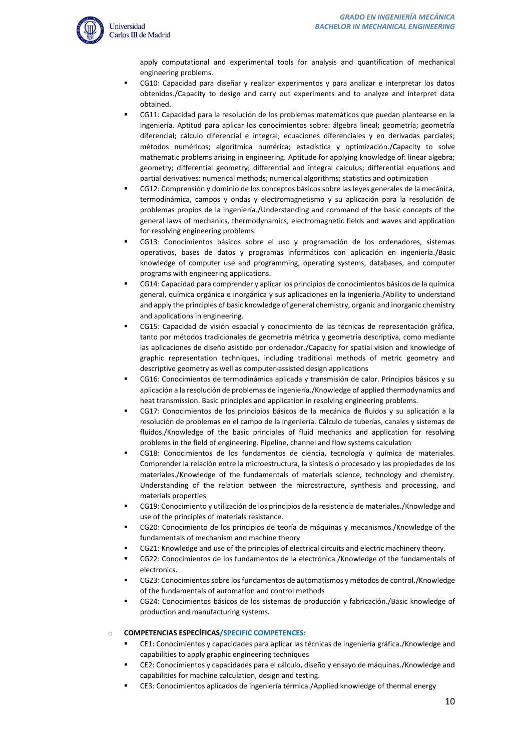apply computational and experimental tools for analysis and quantification of mechanical engineering problems.

- CG10: Capacidad para diseñar y realizar experimentos y para analizar e interpretar los datos obtenidos./Capacity to design and carry out experiments and to analyze and interpret data obtained.
- CG11: Capacidad para la resolución de los problemas matemáticos que puedan plantearse en la ingeniería. Aptitud para aplicar los conocimientos sobre: álgebra lineal; geometría; geometría diferencial; cálculo diferencial e integral; ecuaciones diferenciales y en derivadas parciales; métodos numéricos; algorítmica numérica; estadística y optimización./Capacity to solve mathematic problems arising in engineering. Aptitude for applying knowledge of: linear algebra; geometry; differential geometry; differential and integral calculus; differential equations and partial derivatives: numerical methods; numerical algorithms; statistics and optimization
- CG12: Comprensión y dominio de los conceptos básicos sobre las leyes generales de la mecánica, termodinámica, campos y ondas y electromagnetismo y su aplicación para la resolución de problemas propios de la ingeniería./Understanding and command of the basic concepts of the general laws of mechanics, thermodynamics, electromagnetic fields and waves and application for resolving engineering problems.
- CG13: Conocimientos básicos sobre el uso y programación de los ordenadores, sistemas operativos, bases de datos y programas informáticos con aplicación en ingeniería./Basic knowledge of computer use and programming, operating systems, databases, and computer programs with engineering applications.
- CG14: Capacidad para comprender y aplicar los principios de conocimientos básicos de la química general, química orgánica e inorgánica y sus aplicaciones en la ingeniería./Ability to understand and apply the principles of basic knowledge of general chemistry, organic and inorganic chemistry and applications in engineering.
- CG15: Capacidad de visión espacial y conocimiento de las técnicas de representación gráfica, tanto por métodos tradicionales de geometría métrica y geometría descriptiva, como mediante las aplicaciones de diseño asistido por ordenador./Capacity for spatial vision and knowledge of graphic representation techniques, including traditional methods of metric geometry and descriptive geometry as well as computer-assisted design applications
- CG16: Conocimientos de termodinámica aplicada y transmisión de calor. Principios básicos y su aplicación a la resolución de problemas de ingeniería./Knowledge of applied thermodynamics and heat transmission. Basic principles and application in resolving engineering problems.
- CG17: Conocimientos de los principios básicos de la mecánica de fluidos y su aplicación a la resolución de problemas en el campo de la ingeniería. Cálculo de tuberías, canales y sistemas de fluidos./Knowledge of the basic principles of fluid mechanics and application for resolving problems in the field of engineering. Pipeline, channel and flow systems calculation
- CG18: Conocimientos de los fundamentos de ciencia, tecnología y química de materiales. Comprender la relación entre la microestructura, la síntesis o procesado y las propiedades de los materiales./Knowledge of the fundamentals of materials science, technology and chemistry. Understanding of the relation between the microstructure, synthesis and processing, and materials properties
- CG19: Conocimiento y utilización de los principios de la resistencia de materiales./Knowledge and use of the principles of materials resistance.
- CG20: Conocimiento de los principios de teoría de máquinas y mecanismos./Knowledge of the fundamentals of mechanism and machine theory
- CG21: Knowledge and use of the principles of electrical circuits and electric machinery theory.
- CG22: Conocimientos de los fundamentos de la electrónica./Knowledge of the fundamentals of electronics.
- CG23: Conocimientos sobre los fundamentos de automatismos y métodos de control./Knowledge of the fundamentals of automation and control methods
- CG24: Conocimientos básicos de los sistemas de producción y fabricación./Basic knowledge of production and manufacturing systems.

**COMPETENCIAS ESPECÍFICAS/SPECIFIC COMPETENCES:**

- CE1: Conocimientos y capacidades para aplicar las técnicas de ingeniería gráfica./Knowledge and capabilities to apply graphic engineering techniques
- CE2: Conocimientos y capacidades para el cálculo, diseño y ensayo de máquinas./Knowledge and capabilities for machine calculation, design and testing.
- CE3: Conocimientos aplicados de ingeniería térmica./Applied knowledge of thermal energy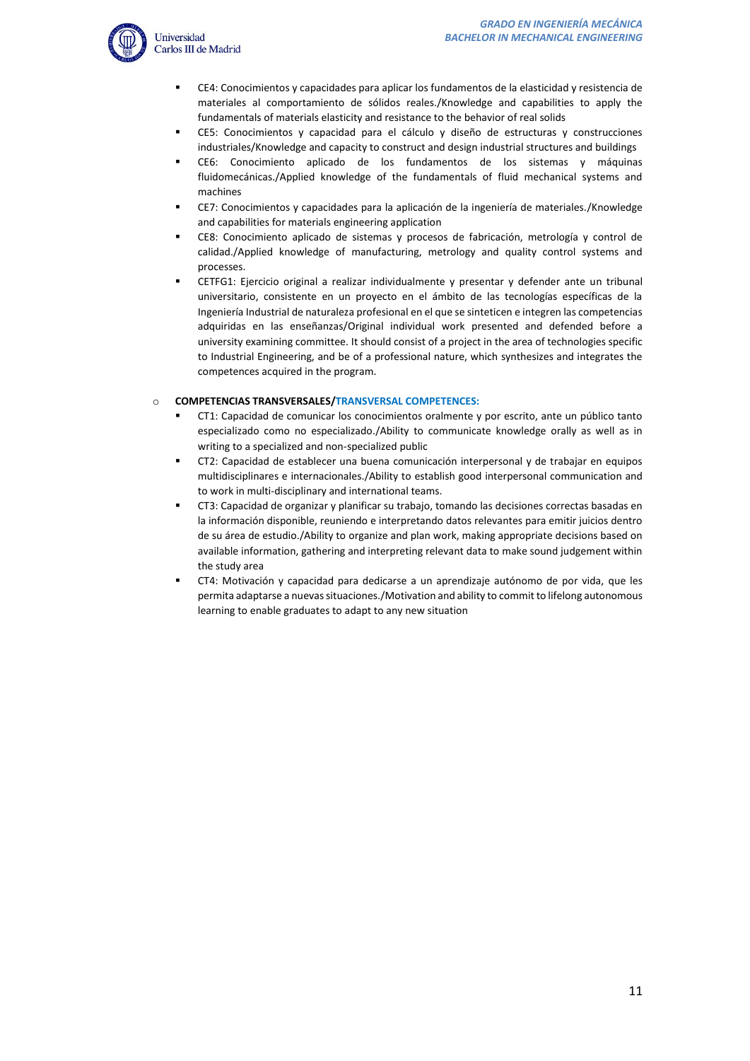- CE4: Conocimientos y capacidades para aplicar los fundamentos de la elasticidad y resistencia de materiales al comportamiento de sólidos reales./Knowledge and capabilities to apply the fundamentals of materials elasticity and resistance to the behavior of real solids
- CE5: Conocimientos y capacidad para el cálculo y diseño de estructuras y construcciones industriales/Knowledge and capacity to construct and design industrial structures and buildings
- CE6: Conocimiento aplicado de los fundamentos de los sistemas y máquinas fluidomecánicas./Applied knowledge of the fundamentals of fluid mechanical systems and machines
- CE7: Conocimientos y capacidades para la aplicación de la ingeniería de materiales./Knowledge and capabilities for materials engineering application
- CE8: Conocimiento aplicado de sistemas y procesos de fabricación, metrología y control de calidad./Applied knowledge of manufacturing, metrology and quality control systems and processes.
- CETFG1: Ejercicio original a realizar individualmente y presentar y defender ante un tribunal universitario, consistente en un proyecto en el ámbito de las tecnologías específicas de la Ingeniería Industrial de naturaleza profesional en el que se sinteticen e integren las competencias adquiridas en las enseñanzas/Original individual work presented and defended before a university examining committee. It should consist of a project in the area of technologies specific to Industrial Engineering, and be of a professional nature, which synthesizes and integrates the competences acquired in the program.

- **COMPETENCIAS TRANSVERSALES/TRANSVERSAL COMPETENCES:**
  - CT1: Capacidad de comunicar los conocimientos oralmente y por escrito, ante un público tanto especializado como no especializado./Ability to communicate knowledge orally as well as in writing to a specialized and non-specialized public
  - CT2: Capacidad de establecer una buena comunicación interpersonal y de trabajar en equipos multidisciplinares e internacionales./Ability to establish good interpersonal communication and to work in multi-disciplinary and international teams.
  - CT3: Capacidad de organizar y planificar su trabajo, tomando las decisiones correctas basadas en la información disponible, reuniendo e interpretando datos relevantes para emitir juicios dentro de su área de estudio./Ability to organize and plan work, making appropriate decisions based on available information, gathering and interpreting relevant data to make sound judgement within the study area
  - CT4: Motivación y capacidad para dedicarse a un aprendizaje autónomo de por vida, que les permita adaptarse a nuevas situaciones./Motivation and ability to commit to lifelong autonomous learning to enable graduates to adapt to any new situation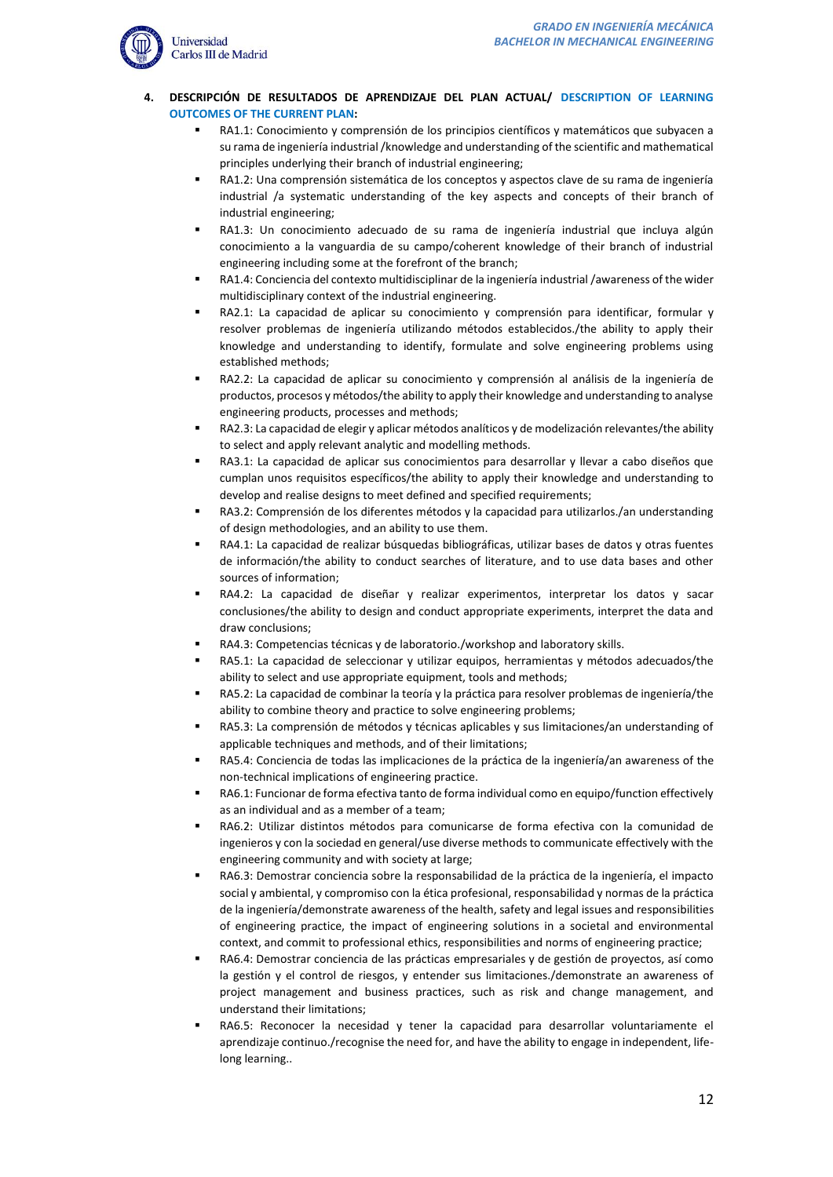4. **DESCRIPCIÓN DE RESULTADOS DE APRENDIZAJE DEL PLAN ACTUAL/ DESCRIPTION OF LEARNING OUTCOMES OF THE CURRENT PLAN:**

- RA1.1: Conocimiento y comprensión de los principios científicos y matemáticos que subyacen a su rama de ingeniería industrial /knowledge and understanding of the scientific and mathematical principles underlying their branch of industrial engineering;
- RA1.2: Una comprensión sistemática de los conceptos y aspectos clave de su rama de ingeniería industrial /a systematic understanding of the key aspects and concepts of their branch of industrial engineering;
- RA1.3: Un conocimiento adecuado de su rama de ingeniería industrial que incluya algún conocimiento a la vanguardia de su campo/coherent knowledge of their branch of industrial engineering including some at the forefront of the branch;
- RA1.4: Conciencia del contexto multidisciplinar de la ingeniería industrial /awareness of the wider multidisciplinary context of the industrial engineering.
- RA2.1: La capacidad de aplicar su conocimiento y comprensión para identificar, formular y resolver problemas de ingeniería utilizando métodos establecidos./the ability to apply their knowledge and understanding to identify, formulate and solve engineering problems using established methods;
- RA2.2: La capacidad de aplicar su conocimiento y comprensión al análisis de la ingeniería de productos, procesos y métodos/the ability to apply their knowledge and understanding to analyse engineering products, processes and methods;
- RA2.3: La capacidad de elegir y aplicar métodos analíticos y de modelización relevantes/the ability to select and apply relevant analytic and modelling methods.
- RA3.1: La capacidad de aplicar sus conocimientos para desarrollar y llevar a cabo diseños que cumplan unos requisitos específicos/the ability to apply their knowledge and understanding to develop and realise designs to meet defined and specified requirements;
- RA3.2: Comprensión de los diferentes métodos y la capacidad para utilizarlos./an understanding of design methodologies, and an ability to use them.
- RA4.1: La capacidad de realizar búsquedas bibliográficas, utilizar bases de datos y otras fuentes de información/the ability to conduct searches of literature, and to use data bases and other sources of information;
- RA4.2: La capacidad de diseñar y realizar experimentos, interpretar los datos y sacar conclusiones/the ability to design and conduct appropriate experiments, interpret the data and draw conclusions;
- RA4.3: Competencias técnicas y de laboratorio./workshop and laboratory skills.
- RA5.1: La capacidad de seleccionar y utilizar equipos, herramientas y métodos adecuados/the ability to select and use appropriate equipment, tools and methods;
- RA5.2: La capacidad de combinar la teoría y la práctica para resolver problemas de ingeniería/the ability to combine theory and practice to solve engineering problems;
- RA5.3: La comprensión de métodos y técnicas aplicables y sus limitaciones/an understanding of applicable techniques and methods, and of their limitations;
- RA5.4: Conciencia de todas las implicaciones de la práctica de la ingeniería/an awareness of the non-technical implications of engineering practice.
- RA6.1: Funcionar de forma efectiva tanto de forma individual como en equipo/function effectively as an individual and as a member of a team;
- RA6.2: Utilizar distintos métodos para comunicarse de forma efectiva con la comunidad de ingenieros y con la sociedad en general/use diverse methods to communicate effectively with the engineering community and with society at large;
- RA6.3: Demostrar conciencia sobre la responsabilidad de la práctica de la ingeniería, el impacto social y ambiental, y compromiso con la ética profesional, responsabilidad y normas de la práctica de la ingeniería/demonstrate awareness of the health, safety and legal issues and responsibilities of engineering practice, the impact of engineering solutions in a societal and environmental context, and commit to professional ethics, responsibilities and norms of engineering practice;
- RA6.4: Demostrar conciencia de las prácticas empresariales y de gestión de proyectos, así como la gestión y el control de riesgos, y entender sus limitaciones./demonstrate an awareness of project management and business practices, such as risk and change management, and understand their limitations;
- RA6.5: Reconocer la necesidad y tener la capacidad para desarrollar voluntariamente el aprendizaje continuo./recognise the need for, and have the ability to engage in independent, life-long learning..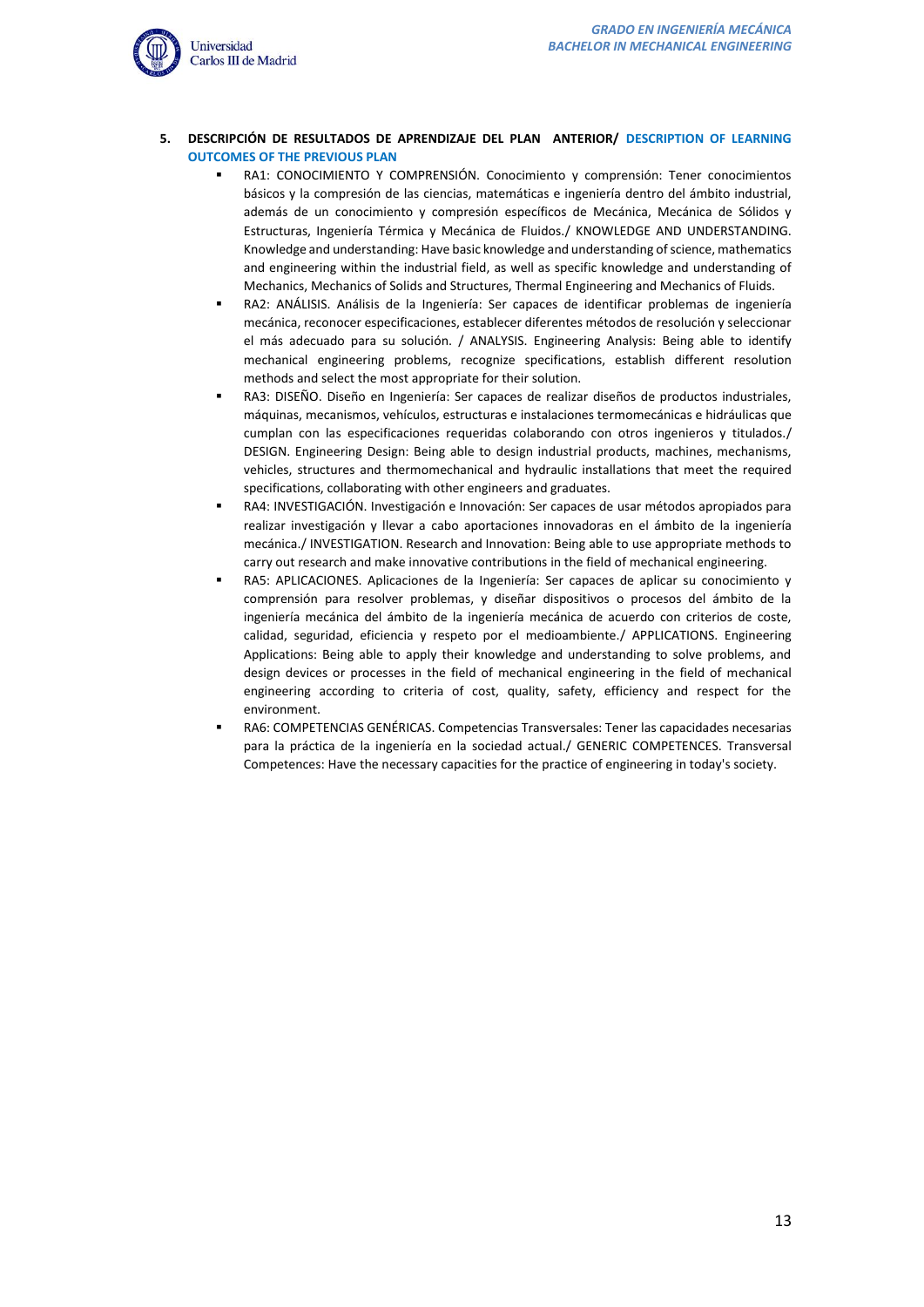5. **DESCRIPCIÓN DE RESULTADOS DE APRENDIZAJE DEL PLAN ANTERIOR/ DESCRIPTION OF LEARNING OUTCOMES OF THE PREVIOUS PLAN**

- RA1: CONOCIMIENTO Y COMPRENSIÓN. Conocimiento y comprensión: Tener conocimientos básicos y la compresión de las ciencias, matemáticas e ingeniería dentro del ámbito industrial, además de un conocimiento y compresión específicos de Mecánica, Mecánica de Sólidos y Estructuras, Ingeniería Térmica y Mecánica de Fluidos./ KNOWLEDGE AND UNDERSTANDING. Knowledge and understanding: Have basic knowledge and understanding of science, mathematics and engineering within the industrial field, as well as specific knowledge and understanding of Mechanics, Mechanics of Solids and Structures, Thermal Engineering and Mechanics of Fluids.
- RA2: ANÁLISIS. Análisis de la Ingeniería: Ser capaces de identificar problemas de ingeniería mecánica, reconocer especificaciones, establecer diferentes métodos de resolución y seleccionar el más adecuado para su solución. / ANALYSIS. Engineering Analysis: Being able to identify mechanical engineering problems, recognize specifications, establish different resolution methods and select the most appropriate for their solution.
- RA3: DISEÑO. Diseño en Ingeniería: Ser capaces de realizar diseños de productos industriales, máquinas, mecanismos, vehículos, estructuras e instalaciones termomecánicas e hidráulicas que cumplan con las especificaciones requeridas colaborando con otros ingenieros y titulados./ DESIGN. Engineering Design: Being able to design industrial products, machines, mechanisms, vehicles, structures and thermomechanical and hydraulic installations that meet the required specifications, collaborating with other engineers and graduates.
- RA4: INVESTIGACIÓN. Investigación e Innovación: Ser capaces de usar métodos apropiados para realizar investigación y llevar a cabo aportaciones innovadoras en el ámbito de la ingeniería mecánica./ INVESTIGATION. Research and Innovation: Being able to use appropriate methods to carry out research and make innovative contributions in the field of mechanical engineering.
- RA5: APLICACIONES. Aplicaciones de la Ingeniería: Ser capaces de aplicar su conocimiento y comprensión para resolver problemas, y diseñar dispositivos o procesos del ámbito de la ingeniería mecánica del ámbito de la ingeniería mecánica de acuerdo con criterios de coste, calidad, seguridad, eficiencia y respeto por el medioambiente./ APPLICATIONS. Engineering Applications: Being able to apply their knowledge and understanding to solve problems, and design devices or processes in the field of mechanical engineering in the field of mechanical engineering according to criteria of cost, quality, safety, efficiency and respect for the environment.
- RA6: COMPETENCIAS GENÉRICAS. Competencias Transversales: Tener las capacidades necesarias para la práctica de la ingeniería en la sociedad actual./ GENERIC COMPETENCES. Transversal Competences: Have the necessary capacities for the practice of engineering in today's society.